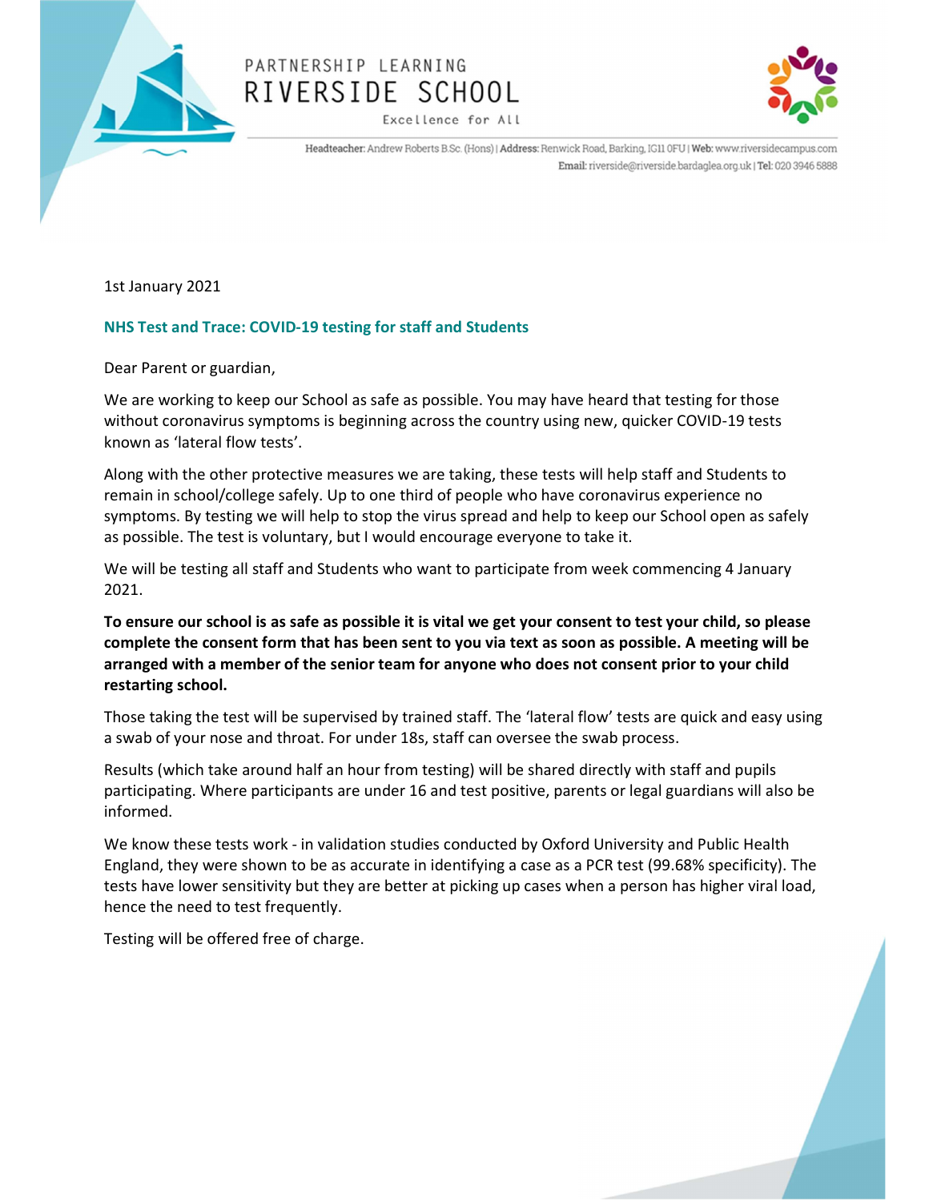PARTNERSHIP LEARNING

# RIVERSIDE SCHOOL

Excellence for All

**Headteacher:** Andrew Roberts B.Sc. (Hons) | **Address:** Renwick Road, Barking, IG11 0FU | **Web:** www.riversidecampus.com
**Email:** riverside@riverside.bardaglea.org.uk | **Tel:** 020 3946 5888

1st January 2021

## NHS Test and Trace: COVID-19 testing for staff and Students

Dear Parent or guardian,

We are working to keep our School as safe as possible. You may have heard that testing for those without coronavirus symptoms is beginning across the country using new, quicker COVID-19 tests known as 'lateral flow tests'.

Along with the other protective measures we are taking, these tests will help staff and Students to remain in school/college safely. Up to one third of people who have coronavirus experience no symptoms. By testing we will help to stop the virus spread and help to keep our School open as safely as possible. The test is voluntary, but I would encourage everyone to take it.

We will be testing all staff and Students who want to participate from week commencing 4 January 2021.

**To ensure our school is as safe as possible it is vital we get your consent to test your child, so please complete the consent form that has been sent to you via text as soon as possible. A meeting will be arranged with a member of the senior team for anyone who does not consent prior to your child restarting school.**

Those taking the test will be supervised by trained staff. The 'lateral flow' tests are quick and easy using a swab of your nose and throat. For under 18s, staff can oversee the swab process.

Results (which take around half an hour from testing) will be shared directly with staff and pupils participating. Where participants are under 16 and test positive, parents or legal guardians will also be informed.

We know these tests work - in validation studies conducted by Oxford University and Public Health England, they were shown to be as accurate in identifying a case as a PCR test (99.68% specificity). The tests have lower sensitivity but they are better at picking up cases when a person has higher viral load, hence the need to test frequently.

Testing will be offered free of charge.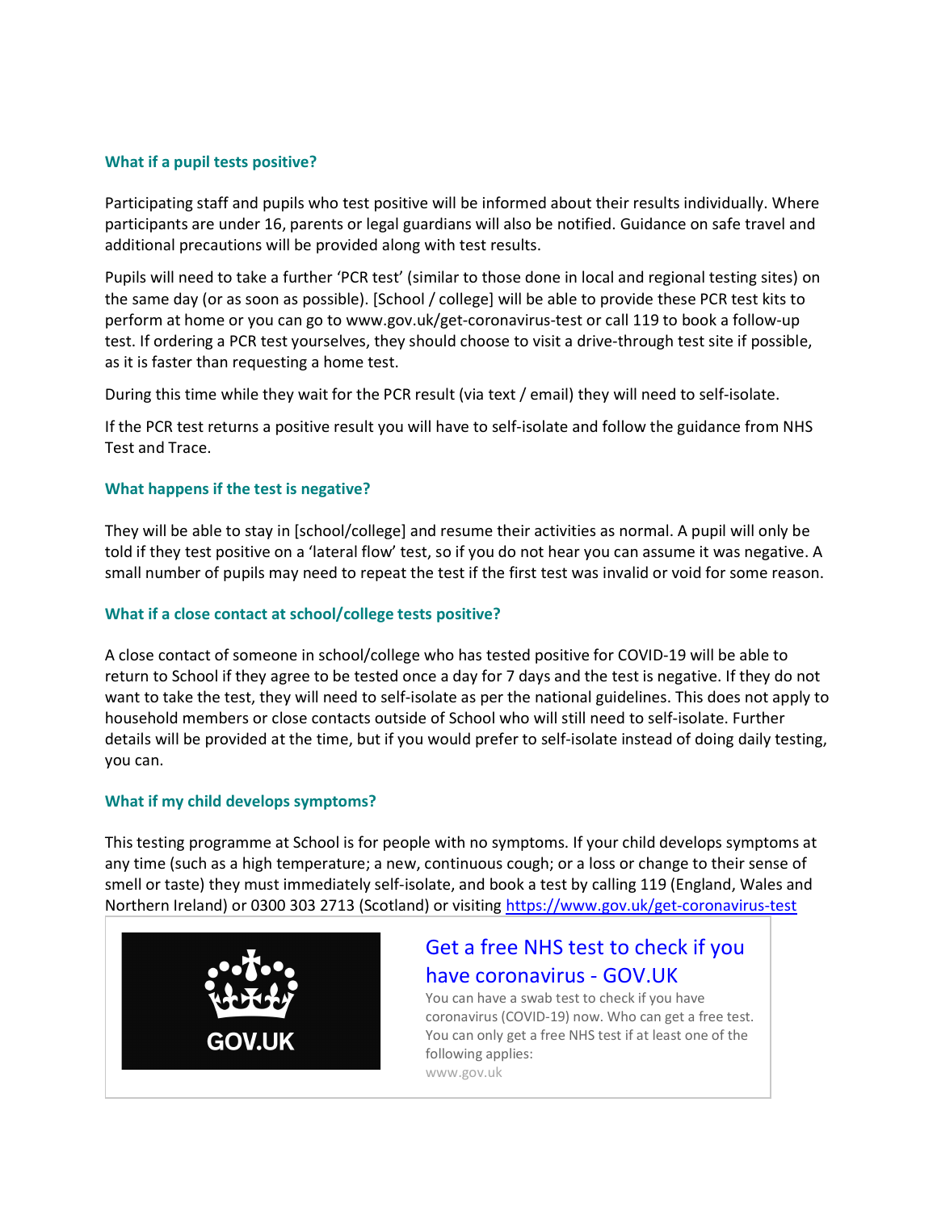### What if a pupil tests positive?

Participating staff and pupils who test positive will be informed about their results individually. Where participants are under 16, parents or legal guardians will also be notified. Guidance on safe travel and additional precautions will be provided along with test results.

Pupils will need to take a further 'PCR test' (similar to those done in local and regional testing sites) on the same day (or as soon as possible). [School / college] will be able to provide these PCR test kits to perform at home or you can go to www.gov.uk/get-coronavirus-test or call 119 to book a follow-up test. If ordering a PCR test yourselves, they should choose to visit a drive-through test site if possible, as it is faster than requesting a home test.

During this time while they wait for the PCR result (via text / email) they will need to self-isolate.

If the PCR test returns a positive result you will have to self-isolate and follow the guidance from NHS Test and Trace.

### What happens if the test is negative?

They will be able to stay in [school/college] and resume their activities as normal. A pupil will only be told if they test positive on a 'lateral flow' test, so if you do not hear you can assume it was negative. A small number of pupils may need to repeat the test if the first test was invalid or void for some reason.

### What if a close contact at school/college tests positive?

A close contact of someone in school/college who has tested positive for COVID-19 will be able to return to School if they agree to be tested once a day for 7 days and the test is negative. If they do not want to take the test, they will need to self-isolate as per the national guidelines. This does not apply to household members or close contacts outside of School who will still need to self-isolate. Further details will be provided at the time, but if you would prefer to self-isolate instead of doing daily testing, you can.

### What if my child develops symptoms?

This testing programme at School is for people with no symptoms. If your child develops symptoms at any time (such as a high temperature; a new, continuous cough; or a loss or change to their sense of smell or taste) they must immediately self-isolate, and book a test by calling 119 (England, Wales and Northern Ireland) or 0300 303 2713 (Scotland) or visiting https://www.gov.uk/get-coronavirus-test

GOV.UK

**Get a free NHS test to check if you have coronavirus - GOV.UK**

You can have a swab test to check if you have coronavirus (COVID-19) now. Who can get a free test. You can only get a free NHS test if at least one of the following applies:

www.gov.uk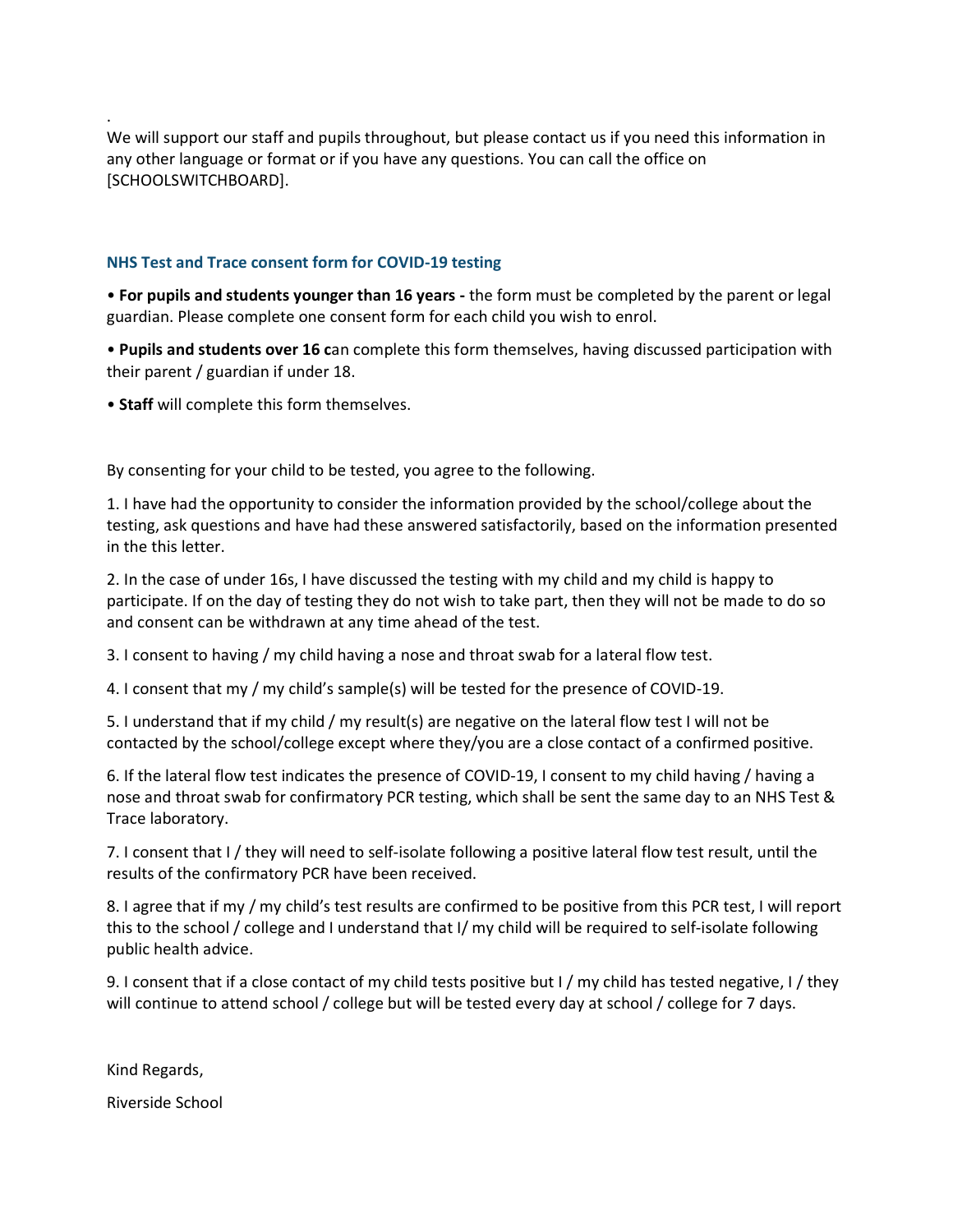.
We will support our staff and pupils throughout, but please contact us if you need this information in any other language or format or if you have any questions. You can call the office on [SCHOOLSWITCHBOARD].

### NHS Test and Trace consent form for COVID-19 testing

- **For pupils and students younger than 16 years -** the form must be completed by the parent or legal guardian. Please complete one consent form for each child you wish to enrol.
- **Pupils and students over 16 c**an complete this form themselves, having discussed participation with their parent / guardian if under 18.
- **Staff** will complete this form themselves.

By consenting for your child to be tested, you agree to the following.

1. I have had the opportunity to consider the information provided by the school/college about the testing, ask questions and have had these answered satisfactorily, based on the information presented in the this letter.
2. In the case of under 16s, I have discussed the testing with my child and my child is happy to participate. If on the day of testing they do not wish to take part, then they will not be made to do so and consent can be withdrawn at any time ahead of the test.
3. I consent to having / my child having a nose and throat swab for a lateral flow test.
4. I consent that my / my child's sample(s) will be tested for the presence of COVID-19.
5. I understand that if my child / my result(s) are negative on the lateral flow test I will not be contacted by the school/college except where they/you are a close contact of a confirmed positive.
6. If the lateral flow test indicates the presence of COVID-19, I consent to my child having / having a nose and throat swab for confirmatory PCR testing, which shall be sent the same day to an NHS Test & Trace laboratory.
7. I consent that I / they will need to self-isolate following a positive lateral flow test result, until the results of the confirmatory PCR have been received.
8. I agree that if my / my child's test results are confirmed to be positive from this PCR test, I will report this to the school / college and I understand that I/ my child will be required to self-isolate following public health advice.
9. I consent that if a close contact of my child tests positive but I / my child has tested negative, I / they will continue to attend school / college but will be tested every day at school / college for 7 days.

Kind Regards,

Riverside School